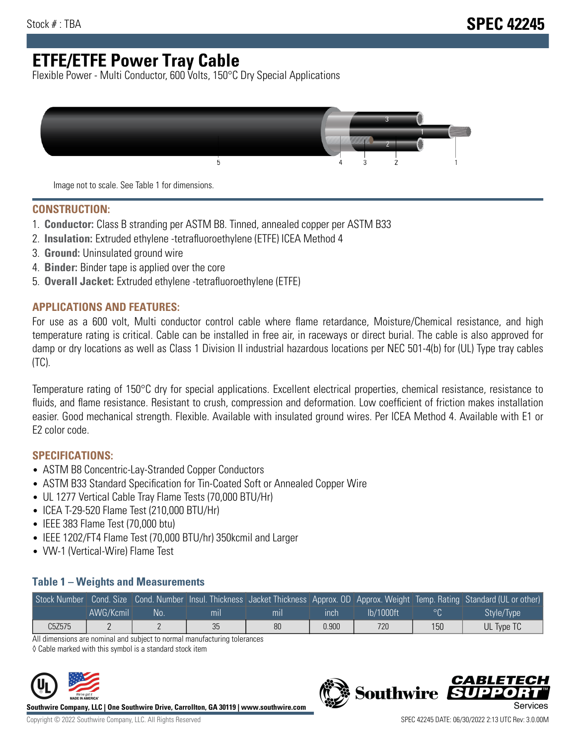Stock # : TBA

# SPEC 42245

# ETFE/ETFE Power Tray Cable

Flexible Power - Multi Conductor, 600 Volts, 150°C Dry Special Applications

Image not to scale. See Table 1 for dimensions.

## CONSTRUCTION:

1. **Conductor:** Class B stranding per ASTM B8. Tinned, annealed copper per ASTM B33
2. **Insulation:** Extruded ethylene -tetrafluoroethylene (ETFE) ICEA Method 4
3. **Ground:** Uninsulated ground wire
4. **Binder:** Binder tape is applied over the core
5. **Overall Jacket:** Extruded ethylene -tetrafluoroethylene (ETFE)

## APPLICATIONS AND FEATURES:

For use as a 600 volt, Multi conductor control cable where flame retardance, Moisture/Chemical resistance, and high temperature rating is critical. Cable can be installed in free air, in raceways or direct burial. The cable is also approved for damp or dry locations as well as Class 1 Division II industrial hazardous locations per NEC 501-4(b) for (UL) Type tray cables (TC).

Temperature rating of 150°C dry for special applications. Excellent electrical properties, chemical resistance, resistance to fluids, and flame resistance. Resistant to crush, compression and deformation. Low coefficient of friction makes installation easier. Good mechanical strength. Flexible. Available with insulated ground wires. Per ICEA Method 4. Available with E1 or E2 color code.

## SPECIFICATIONS:

- ASTM B8 Concentric-Lay-Stranded Copper Conductors
- ASTM B33 Standard Specification for Tin-Coated Soft or Annealed Copper Wire
- UL 1277 Vertical Cable Tray Flame Tests (70,000 BTU/Hr)
- ICEA T-29-520 Flame Test (210,000 BTU/Hr)
- IEEE 383 Flame Test (70,000 btu)
- IEEE 1202/FT4 Flame Test (70,000 BTU/hr) 350kcmil and Larger
- VW-1 (Vertical-Wire) Flame Test

### Table 1 – Weights and Measurements

| Stock Number | Cond. Size | Cond. Number | Insul. Thickness | Jacket Thickness | Approx. OD | Approx. Weight | Temp. Rating | Standard (UL or other) |
|---|---|---|---|---|---|---|---|---|
| | AWG/Kcmil | No. | mil | mil | inch | lb/1000ft | °C | Style/Type |
| C5Z575 | 2 | 2 | 35 | 80 | 0.900 | 720 | 150 | UL Type TC |

All dimensions are nominal and subject to normal manufacturing tolerances

◊ Cable marked with this symbol is a standard stock item

**Southwire Company, LLC | One Southwire Drive, Carrollton, GA 30119 | www.southwire.com**

Copyright © 2022 Southwire Company, LLC. All Rights Reserved

SPEC 42245 DATE: 06/30/2022 2:13 UTC Rev: 3.0.00M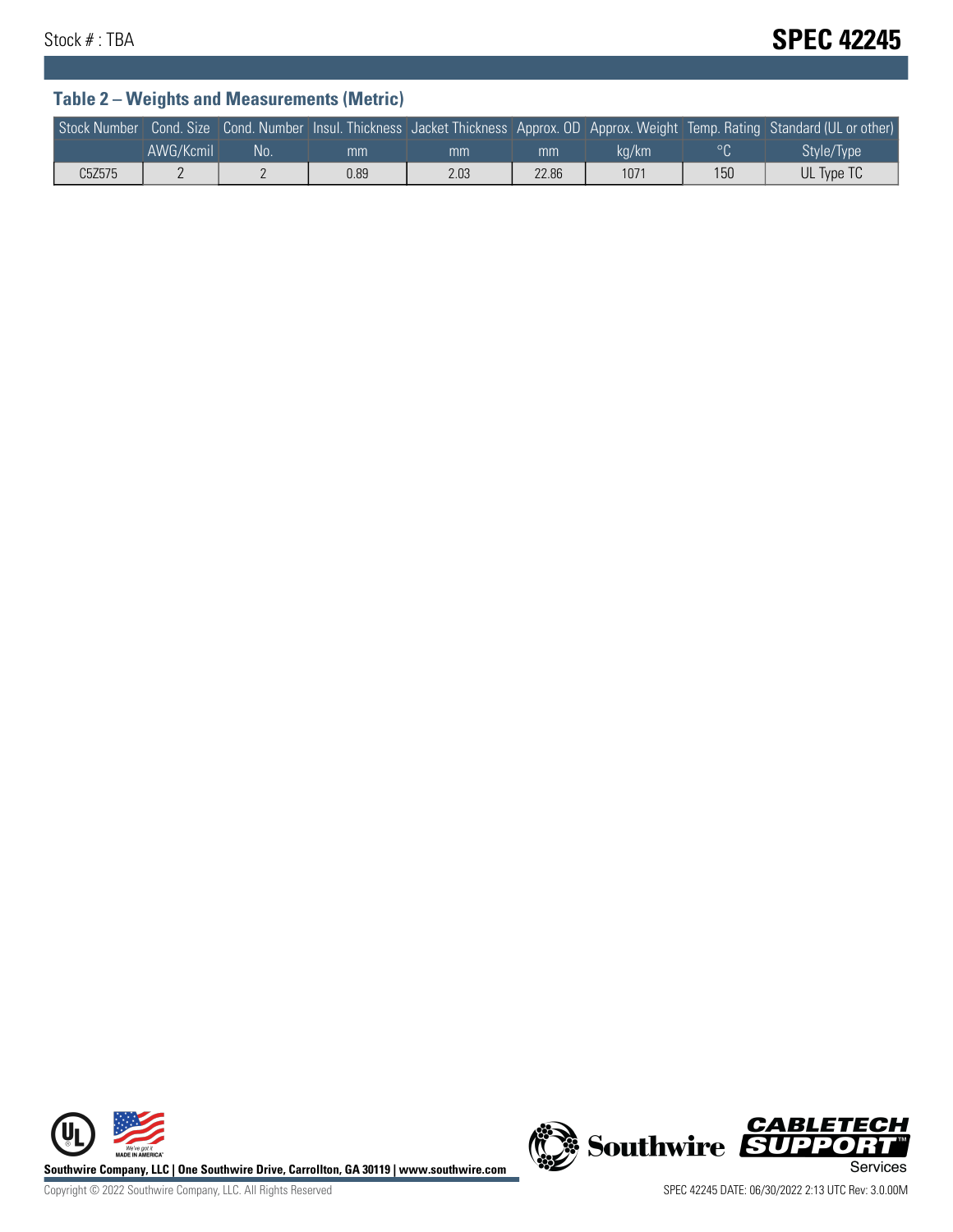### Table 2 – Weights and Measurements (Metric)

| Stock Number | Cond. Size | Cond. Number | Insul. Thickness | Jacket Thickness | Approx. OD | Approx. Weight | Temp. Rating | Standard (UL or other) |
|---|---|---|---|---|---|---|---|---|
| | AWG/Kcmil | No. | mm | mm | mm | kg/km | °C | Style/Type |
| C5Z575 | 2 | 2 | 0.89 | 2.03 | 22.86 | 1071 | 150 | UL Type TC |